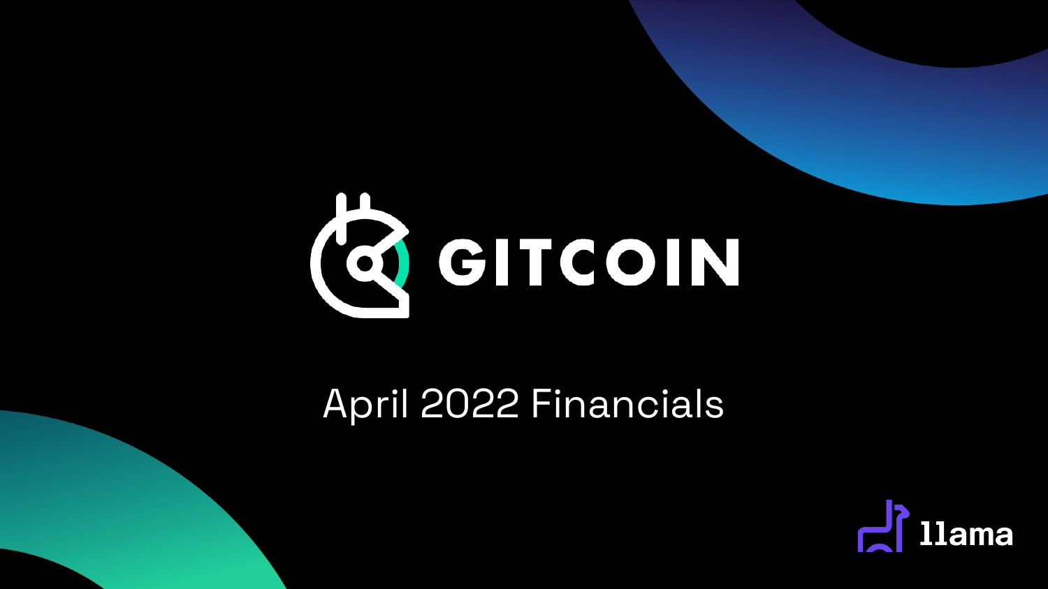# GITCOIN

## April 2022 Financials

llama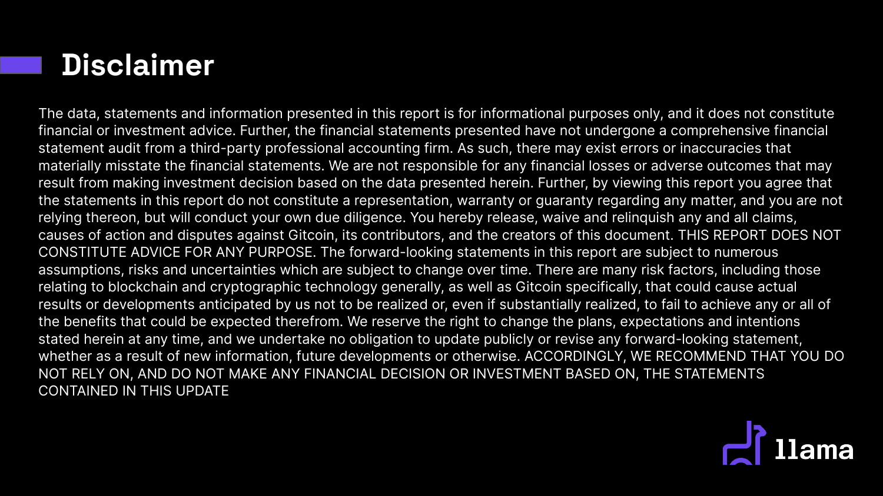# Disclaimer

The data, statements and information presented in this report is for informational purposes only, and it does not constitute financial or investment advice. Further, the financial statements presented have not undergone a comprehensive financial statement audit from a third-party professional accounting firm. As such, there may exist errors or inaccuracies that materially misstate the financial statements. We are not responsible for any financial losses or adverse outcomes that may result from making investment decision based on the data presented herein. Further, by viewing this report you agree that the statements in this report do not constitute a representation, warranty or guaranty regarding any matter, and you are not relying thereon, but will conduct your own due diligence. You hereby release, waive and relinquish any and all claims, causes of action and disputes against Gitcoin, its contributors, and the creators of this document. THIS REPORT DOES NOT CONSTITUTE ADVICE FOR ANY PURPOSE. The forward-looking statements in this report are subject to numerous assumptions, risks and uncertainties which are subject to change over time. There are many risk factors, including those relating to blockchain and cryptographic technology generally, as well as Gitcoin specifically, that could cause actual results or developments anticipated by us not to be realized or, even if substantially realized, to fail to achieve any or all of the benefits that could be expected therefrom. We reserve the right to change the plans, expectations and intentions stated herein at any time, and we undertake no obligation to update publicly or revise any forward-looking statement, whether as a result of new information, future developments or otherwise. ACCORDINGLY, WE RECOMMEND THAT YOU DO NOT RELY ON, AND DO NOT MAKE ANY FINANCIAL DECISION OR INVESTMENT BASED ON, THE STATEMENTS CONTAINED IN THIS UPDATE

llama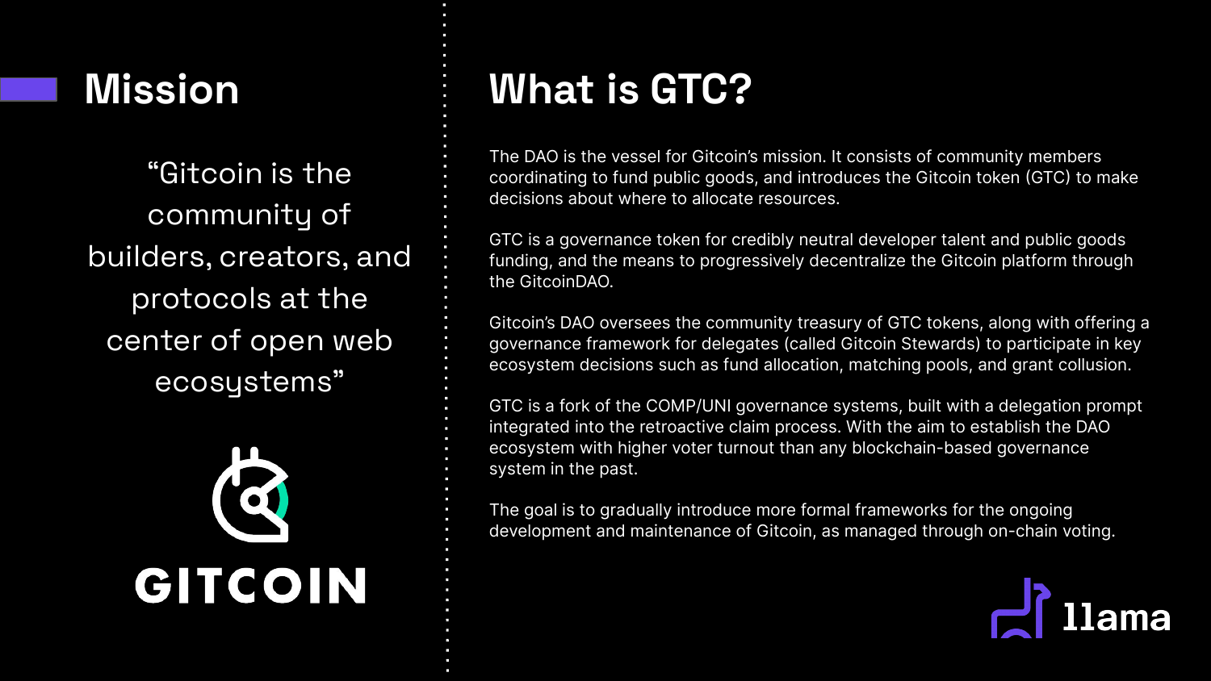## Mission

"Gitcoin is the community of builders, creators, and protocols at the center of open web ecosystems"

GITCOIN

## What is GTC?

The DAO is the vessel for Gitcoin's mission. It consists of community members coordinating to fund public goods, and introduces the Gitcoin token (GTC) to make decisions about where to allocate resources.

GTC is a governance token for credibly neutral developer talent and public goods funding, and the means to progressively decentralize the Gitcoin platform through the GitcoinDAO.

Gitcoin's DAO oversees the community treasury of GTC tokens, along with offering a governance framework for delegates (called Gitcoin Stewards) to participate in key ecosystem decisions such as fund allocation, matching pools, and grant collusion.

GTC is a fork of the COMP/UNI governance systems, built with a delegation prompt integrated into the retroactive claim process. With the aim to establish the DAO ecosystem with higher voter turnout than any blockchain-based governance system in the past.

The goal is to gradually introduce more formal frameworks for the ongoing development and maintenance of Gitcoin, as managed through on-chain voting.

llama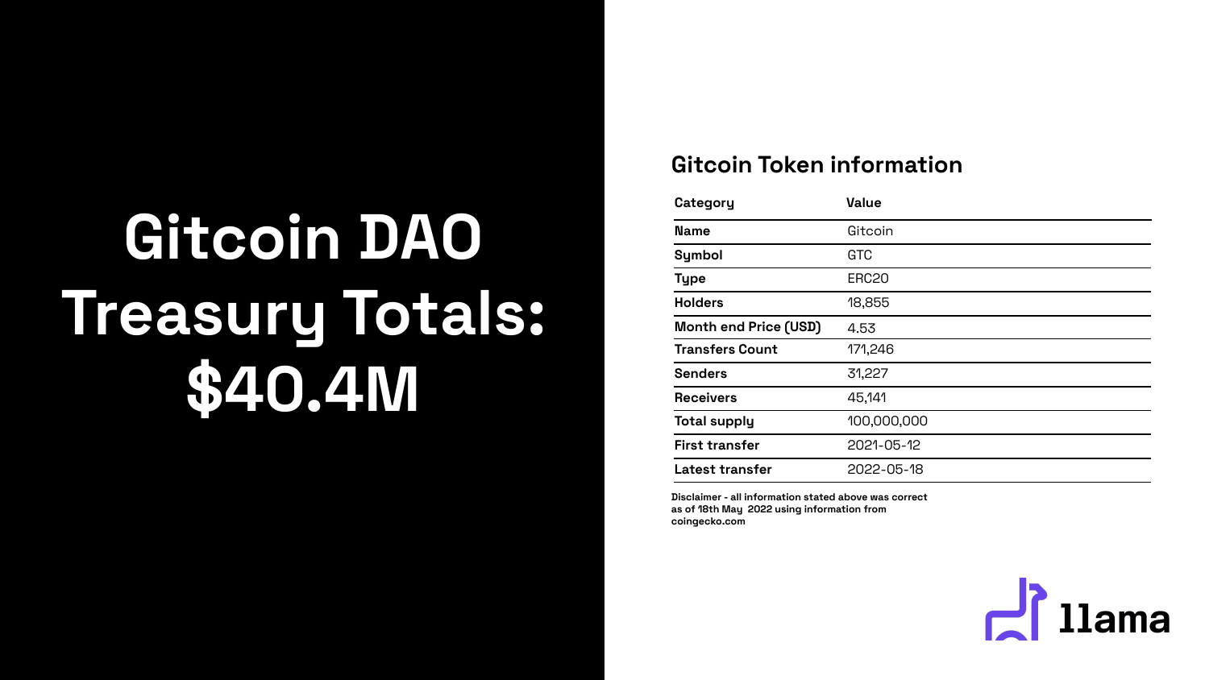# Gitcoin DAO Treasury Totals: $40.4M

## Gitcoin Token information

| Category | Value |
|---|---|
| **Name** | Gitcoin |
| **Symbol** | GTC |
| **Type** | ERC20 |
| **Holders** | 18,855 |
| **Month end Price (USD)** | 4.53 |
| **Transfers Count** | 171,246 |
| **Senders** | 31,227 |
| **Receivers** | 45,141 |
| **Total supply** | 100,000,000 |
| **First transfer** | 2021-05-12 |
| **Latest transfer** | 2022-05-18 |

**Disclaimer - all information stated above was correct as of 18th May 2022 using information from coingecko.com**

llama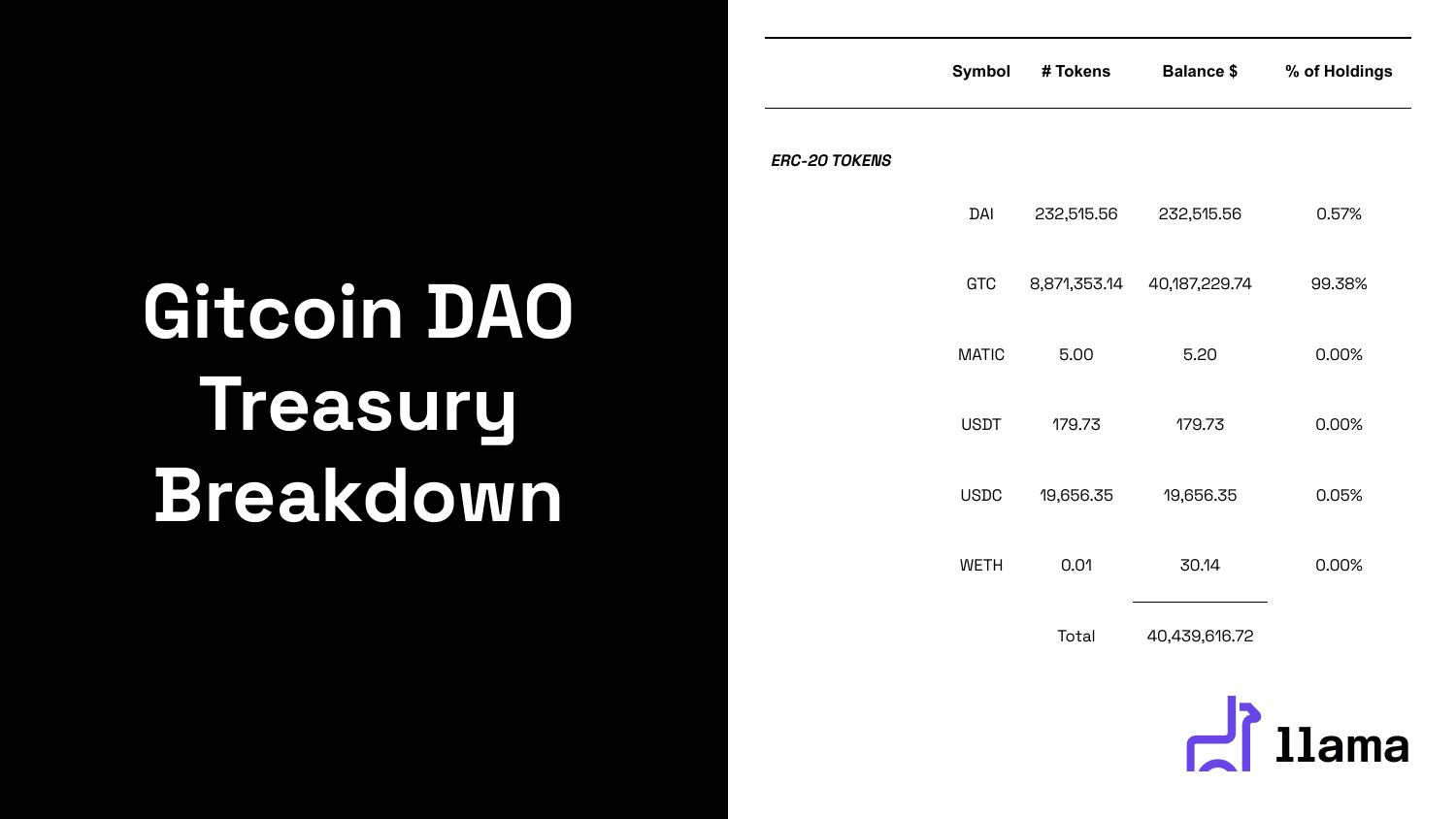# Gitcoin DAO Treasury Breakdown

| | Symbol | # Tokens | Balance $ | % of Holdings |
|---|---|---|---|---|
| ***ERC-20 TOKENS*** | | | | |
| | DAI | 232,515.56 | 232,515.56 | 0.57% |
| | GTC | 8,871,353.14 | 40,187,229.74 | 99.38% |
| | MATIC | 5.00 | 5.20 | 0.00% |
| | USDT | 179.73 | 179.73 | 0.00% |
| | USDC | 19,656.35 | 19,656.35 | 0.05% |
| | WETH | 0.01 | 30.14 | 0.00% |
| | | Total | 40,439,616.72 | |

llama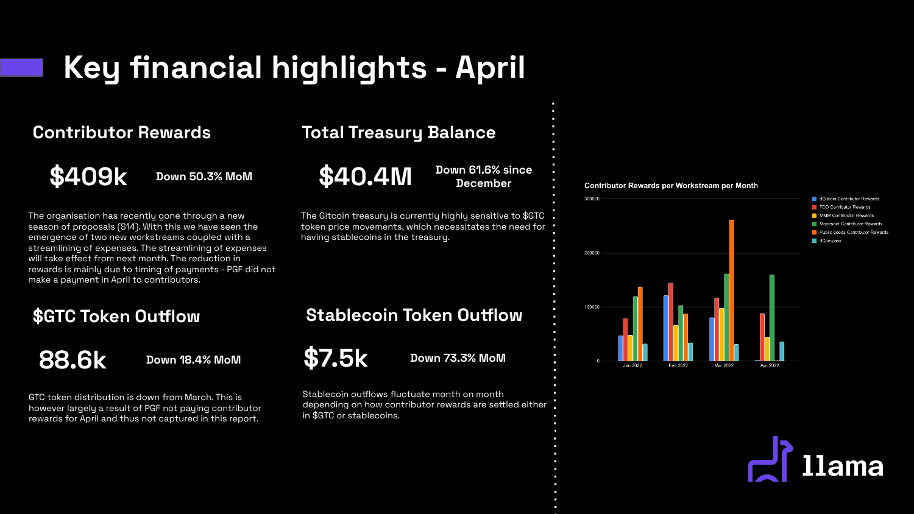# Key financial highlights - April

## Contributor Rewards

**$409k** — Down 50.3% MoM

The organisation has recently gone through a new season of proposals (S14). With this we have seen the emergence of two new workstreams coupled with a streamlining of expenses. The streamlining of expenses will take effect from next month. The reduction in rewards is mainly due to timing of payments - PGF did not make a payment in April to contributors.

## Total Treasury Balance

**$40.4M** — Down 61.6% since December

The Gitcoin treasury is currently highly sensitive to $GTC token price movements, which necessitates the need for having stablecoins in the treasury.

## $GTC Token Outflow

**88.6k** — Down 18.4% MoM

GTC token distribution is down from March. This is however largely a result of PGF not paying contributor rewards for April and thus not captured in this report.

## Stablecoin Token Outflow

**$7.5k** — Down 73.3% MoM

Stablecoin outflows fluctuate month on month depending on how contributor rewards are settled either in $GTC or stablecoins.

**Contributor Rewards per Workstream per Month**

Legend: dGitcoin Contributor Rewards, FDD Contributor Rewards, MMM Contributor Rewards, Moonshot Contributor Rewards, Public goods Contributor Rewards, dCompass

Months: Jan 2022, Feb 2022, Mar 2022, Apr 2022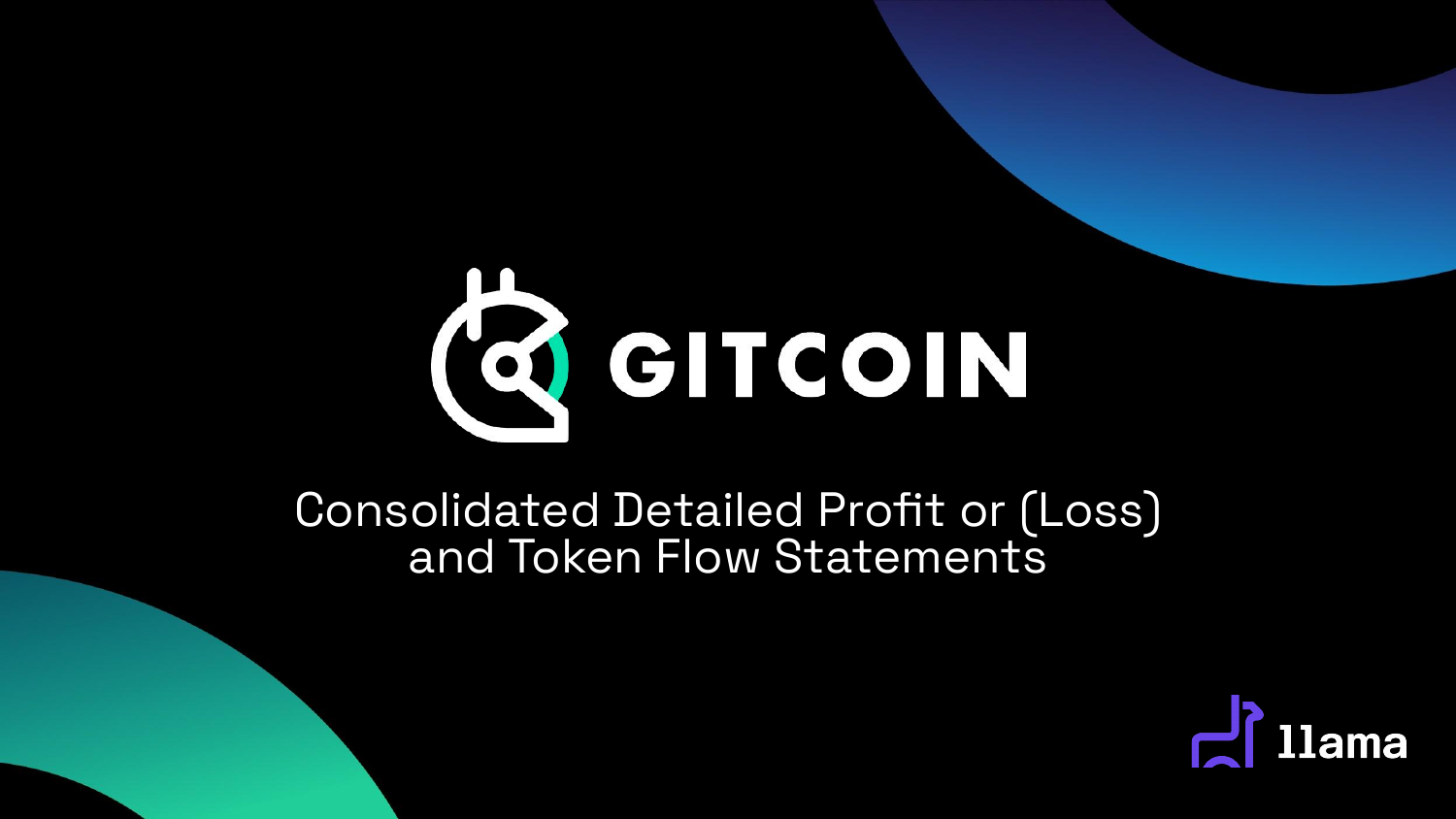# GITCOIN

Consolidated Detailed Profit or (Loss) and Token Flow Statements

llama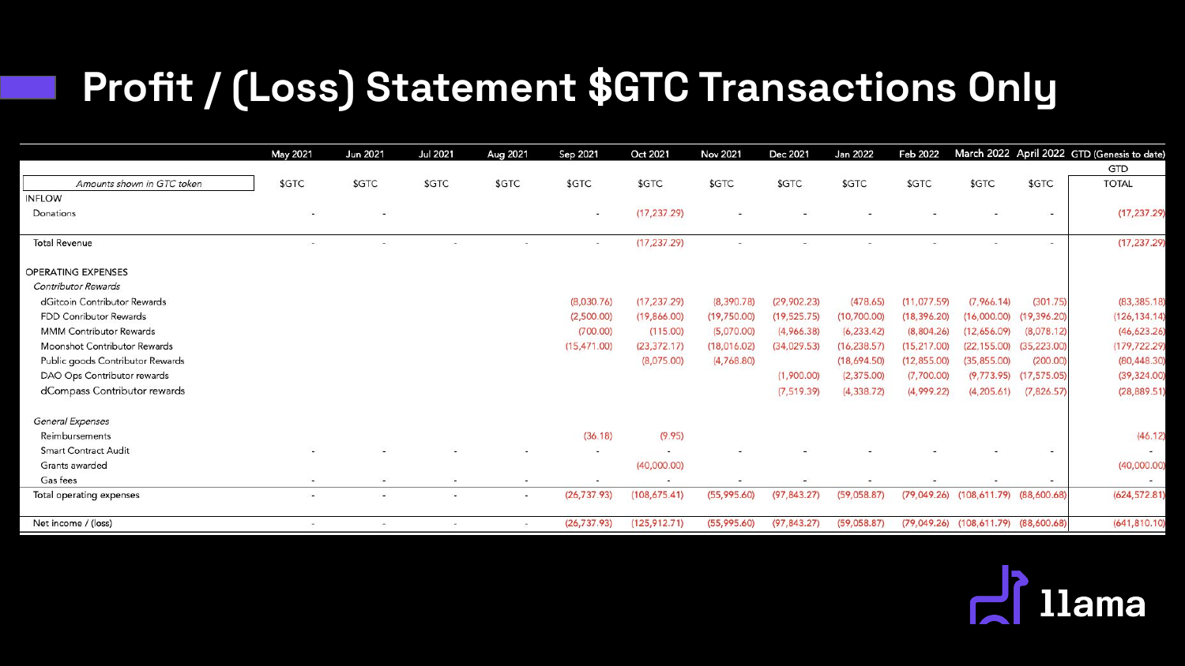# Profit / (Loss) Statement $GTC Transactions Only

| | May 2021 | Jun 2021 | Jul 2021 | Aug 2021 | Sep 2021 | Oct 2021 | Nov 2021 | Dec 2021 | Jan 2022 | Feb 2022 | March 2022 | April 2022 | GTD (Genesis to date) |
|---|---|---|---|---|---|---|---|---|---|---|---|---|---|
| | | | | | | | | | | | | | GTD |
| *Amounts shown in GTC token* | $GTC | $GTC | $GTC | $GTC | $GTC | $GTC | $GTC | $GTC | $GTC | $GTC | $GTC | $GTC | TOTAL |
| INFLOW | | | | | | | | | | | | | |
| Donations | - | - | | | - | (17,237.29) | - | - | - | - | - | - | (17,237.29) |
| Total Revenue | - | - | - | - | - | (17,237.29) | - | - | - | - | - | - | (17,237.29) |
| OPERATING EXPENSES | | | | | | | | | | | | | |
| *Contributor Rewards* | | | | | | | | | | | | | |
| dGitcoin Contributor Rewards | | | | | (8,030.76) | (17,237.29) | (8,390.78) | (29,902.23) | (478.65) | (11,077.59) | (7,966.14) | (301.75) | (83,385.18) |
| FDD Conributor Rewards | | | | | (2,500.00) | (19,866.00) | (19,750.00) | (19,525.75) | (10,700.00) | (18,396.20) | (16,000.00) | (19,396.20) | (126,134.14) |
| MMM Contributor Rewards | | | | | (700.00) | (115.00) | (5,070.00) | (4,966.38) | (6,233.42) | (8,804.26) | (12,656.09) | (8,078.12) | (46,623.26) |
| Moonshot Contributor Rewards | | | | | (15,471.00) | (23,372.17) | (18,016.02) | (34,029.53) | (16,238.57) | (15,217.00) | (22,155.00) | (35,223.00) | (179,722.29) |
| Public goods Contributor Rewards | | | | | | (8,075.00) | (4,768.80) | | (18,694.50) | (12,855.00) | (35,855.00) | (200.00) | (80,448.30) |
| DAO Ops Contributor rewards | | | | | | | | (1,900.00) | (2,375.00) | (7,700.00) | (9,773.95) | (17,575.05) | (39,324.00) |
| dCompass Contributor rewards | | | | | | | | (7,519.39) | (4,338.72) | (4,999.22) | (4,205.61) | (7,826.57) | (28,889.51) |
| *General Expenses* | | | | | | | | | | | | | |
| Reimbursements | | | | | (36.18) | (9.95) | | | | | | | (46.12) |
| Smart Contract Audit | - | - | - | - | - | - | - | - | - | - | - | - | - |
| Grants awarded | | | | | | (40,000.00) | | | | | | | (40,000.00) |
| Gas fees | - | - | - | - | - | - | - | - | - | - | - | - | - |
| Total operating expenses | - | - | - | - | (26,737.93) | (108,675.41) | (55,995.60) | (97,843.27) | (59,058.87) | (79,049.26) | (108,611.79) | (88,600.68) | (624,572.81) |
| Net income / (loss) | - | - | - | - | (26,737.93) | (125,912.71) | (55,995.60) | (97,843.27) | (59,058.87) | (79,049.26) | (108,611.79) | (88,600.68) | (641,810.10) |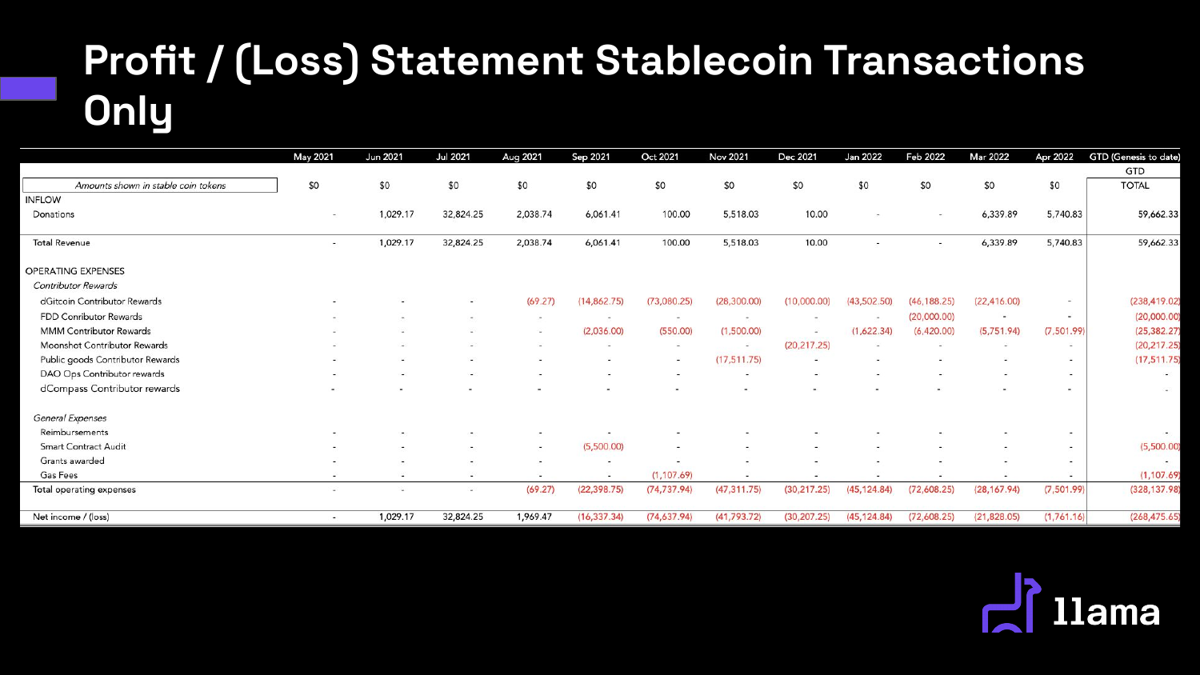# Profit / (Loss) Statement Stablecoin Transactions Only

| | May 2021 | Jun 2021 | Jul 2021 | Aug 2021 | Sep 2021 | Oct 2021 | Nov 2021 | Dec 2021 | Jan 2022 | Feb 2022 | Mar 2022 | Apr 2022 | GTD (Genesis to date) |
|---|---|---|---|---|---|---|---|---|---|---|---|---|---|
| | | | | | | | | | | | | | GTD |
| *Amounts shown in stable coin tokens* | $0 | $0 | $0 | $0 | $0 | $0 | $0 | $0 | $0 | $0 | $0 | $0 | TOTAL |
| INFLOW | | | | | | | | | | | | | |
| Donations | - | 1,029.17 | 32,824.25 | 2,038.74 | 6,061.41 | 100.00 | 5,518.03 | 10.00 | - | - | 6,339.89 | 5,740.83 | 59,662.33 |
| Total Revenue | - | 1,029.17 | 32,824.25 | 2,038.74 | 6,061.41 | 100.00 | 5,518.03 | 10.00 | - | - | 6,339.89 | 5,740.83 | 59,662.33 |
| OPERATING EXPENSES | | | | | | | | | | | | | |
| *Contributor Rewards* | | | | | | | | | | | | | |
| dGitcoin Contributor Rewards | - | - | - | (69.27) | (14,862.75) | (73,080.25) | (28,300.00) | (10,000.00) | (43,502.50) | (46,188.25) | (22,416.00) | - | (238,419.02) |
| FDD Contributor Rewards | - | - | - | - | - | - | - | - | - | (20,000.00) | - | - | (20,000.00) |
| MMM Contributor Rewards | - | - | - | - | (2,036.00) | (550.00) | (1,500.00) | - | (1,622.34) | (6,420.00) | (5,751.94) | (7,501.99) | (25,382.27) |
| Moonshot Contributor Rewards | - | - | - | - | - | - | - | (20,217.25) | - | - | - | - | (20,217.25) |
| Public goods Contributor Rewards | - | - | - | - | - | - | (17,511.75) | - | - | - | - | - | (17,511.75) |
| DAO Ops Contributor rewards | - | - | - | - | - | - | - | - | - | - | - | - | - |
| dCompass Contributor rewards | - | - | - | - | - | - | - | - | - | - | - | - | - |
| *General Expenses* | | | | | | | | | | | | | |
| Reimbursements | - | - | - | - | - | - | - | - | - | - | - | - | - |
| Smart Contract Audit | - | - | - | - | (5,500.00) | - | - | - | - | - | - | - | (5,500.00) |
| Grants awarded | - | - | - | - | - | - | - | - | - | - | - | - | - |
| Gas Fees | - | - | - | - | - | (1,107.69) | - | - | - | - | - | - | (1,107.69) |
| Total operating expenses | - | - | - | (69.27) | (22,398.75) | (74,737.94) | (47,311.75) | (30,217.25) | (45,124.84) | (72,608.25) | (28,167.94) | (7,501.99) | (328,137.98) |
| Net income / (loss) | - | 1,029.17 | 32,824.25 | 1,969.47 | (16,337.34) | (74,637.94) | (41,793.72) | (30,207.25) | (45,124.84) | (72,608.25) | (21,828.05) | (1,761.16) | (268,475.65) |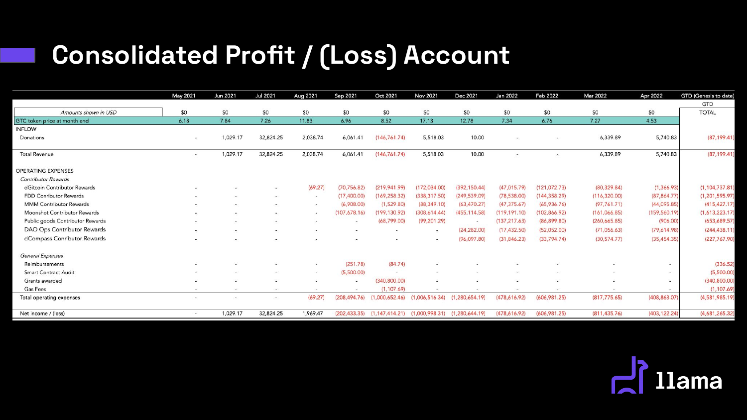# Consolidated Profit / (Loss) Account

| | May 2021 | Jun 2021 | Jul 2021 | Aug 2021 | Sep 2021 | Oct 2021 | Nov 2021 | Dec 2021 | Jan 2022 | Feb 2022 | Mar 2022 | Apr 2022 | GTD (Genesis to date) |
|---|---|---|---|---|---|---|---|---|---|---|---|---|---|
| | | | | | | | | | | | | | GTD |
| *Amounts shown in USD* | $0 | $0 | $0 | $0 | $0 | $0 | $0 | $0 | $0 | $0 | $0 | $0 | TOTAL |
| GTC token price at month end | 6.18 | 7.84 | 7.26 | 11.83 | 6.96 | 8.52 | 17.13 | 12.78 | 7.34 | 6.76 | 7.27 | 4.53 | |
| INFLOW | | | | | | | | | | | | | |
| Donations | - | 1,029.17 | 32,824.25 | 2,038.74 | 6,061.41 | (146,761.74) | 5,518.03 | 10.00 | - | - | 6,339.89 | 5,740.83 | (87,199.41) |
| Total Revenue | - | 1,029.17 | 32,824.25 | 2,038.74 | 6,061.41 | (146,761.74) | 5,518.03 | 10.00 | - | - | 6,339.89 | 5,740.83 | (87,199.41) |
| OPERATING EXPENSES | | | | | | | | | | | | | |
| *Contributor Rewards* | | | | | | | | | | | | | |
| dGitcoin Contributor Rewards | - | - | - | (69.27) | (70,756.82) | (219,941.99) | (172,034.00) | (392,150.44) | (47,015.79) | (121,072.73) | (80,329.84) | (1,366.93) | (1,104,737.81) |
| FDD Conributor Rewards | - | - | - | - | (17,400.00) | (169,258.32) | (338,317.50) | (249,539.09) | (78,538.00) | (144,358.29) | (116,320.00) | (87,864.77) | (1,201,595.97) |
| MMM Contributor Rewards | - | - | - | - | (6,908.00) | (1,529.80) | (88,349.10) | (63,470.27) | (47,375.67) | (65,936.76) | (97,761.71) | (44,095.85) | (415,427.17) |
| Moonshot Contributor Rewards | - | - | - | - | (107,678.16) | (199,130.92) | (308,614.44) | (455,114.58) | (119,191.10) | (102,866.92) | (161,066.85) | (159,560.19) | (1,613,223.17) |
| Public goods Contributor Rewards | - | - | - | - | - | (68,799.00) | (99,201.29) | - | (137,217.63) | (86,899.80) | (260,665.85) | (906.00) | (653,689.57) |
| DAO Ops Contributor Rewards | - | - | - | - | - | - | - | (24,282.00) | (17,432.50) | (52,052.00) | (71,056.63) | (79,614.98) | (244,438.11) |
| dCompass Conributor Rewards | - | - | - | - | - | - | - | (96,097.80) | (31,846.23) | (33,794.74) | (30,574.77) | (35,454.35) | (227,767.90) |
| *General Expenses* | | | | | | | | | | | | | |
| Reimbursements | - | - | - | - | (251.78) | (84.74) | - | - | - | - | - | - | (336.52) |
| Smart Contract Audit | - | - | - | - | (5,500.00) | - | - | - | - | - | - | - | (5,500.00) |
| Grants awarded | - | - | - | - | - | (340,800.00) | - | - | - | - | - | - | (340,800.00) |
| Gas Fees | - | - | - | - | - | (1,107.69) | - | - | - | - | - | - | (1,107.69) |
| Total operating expenses | - | - | - | (69.27) | (208,494.76) | (1,000,652.46) | (1,006,516.34) | (1,280,654.19) | (478,616.92) | (606,981.25) | (817,775.65) | (408,863.07) | (4,581,985.19) |
| Net income / (loss) | - | 1,029.17 | 32,824.25 | 1,969.47 | (202,433.35) | (1,147,414.21) | (1,000,998.31) | (1,280,644.19) | (478,616.92) | (606,981.25) | (811,435.76) | (403,122.24) | (4,681,265.32) |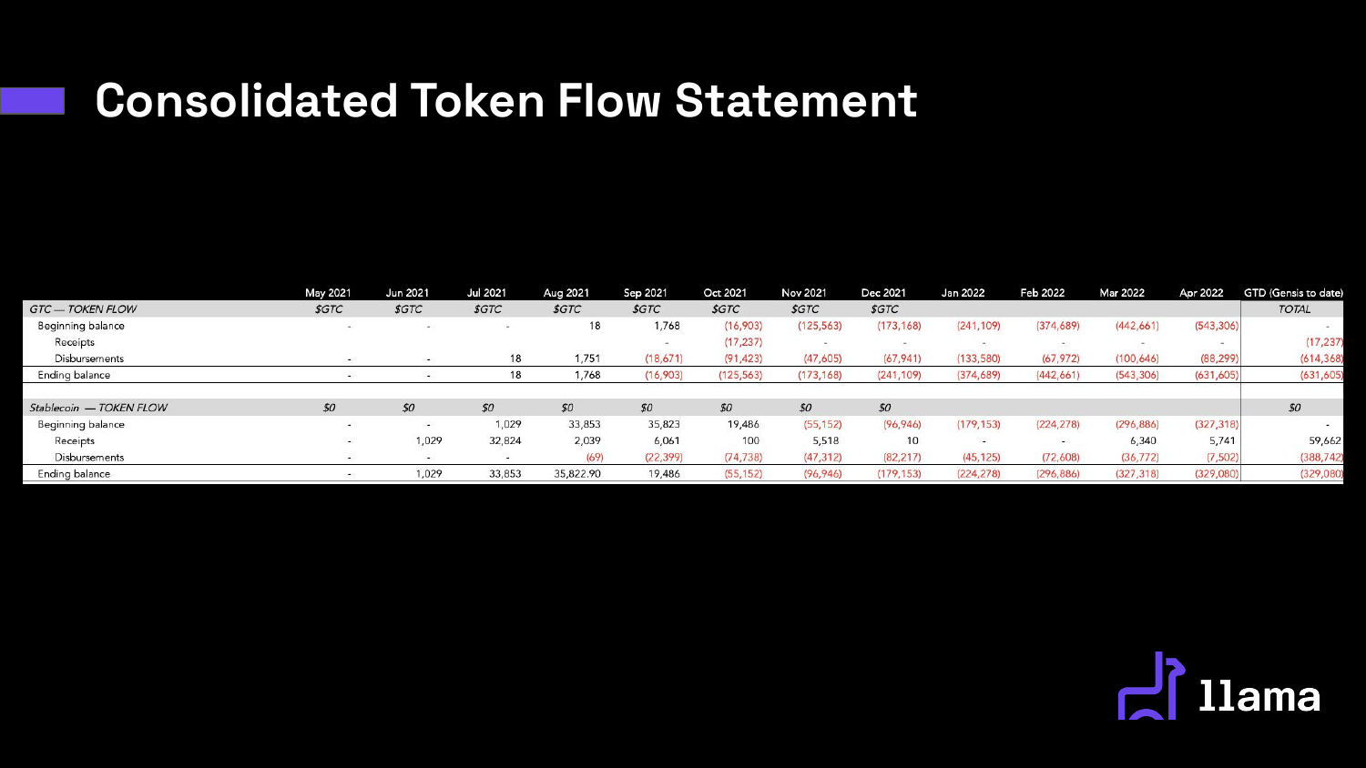# Consolidated Token Flow Statement

| | May 2021 | Jun 2021 | Jul 2021 | Aug 2021 | Sep 2021 | Oct 2021 | Nov 2021 | Dec 2021 | Jan 2022 | Feb 2022 | Mar 2022 | Apr 2022 | GTD (Gensis to date) |
|---|---|---|---|---|---|---|---|---|---|---|---|---|---|
| *GTC — TOKEN FLOW* | *$GTC* | *$GTC* | *$GTC* | *$GTC* | *$GTC* | *$GTC* | *$GTC* | *$GTC* | | | | | *TOTAL* |
| Beginning balance | - | - | - | 18 | 1,768 | (16,903) | (125,563) | (173,168) | (241,109) | (374,689) | (442,661) | (543,306) | - |
| Receipts | | | | | - | (17,237) | - | - | - | - | - | - | (17,237) |
| Disbursements | - | - | 18 | 1,751 | (18,671) | (91,423) | (47,605) | (67,941) | (133,580) | (67,972) | (100,646) | (88,299) | (614,368) |
| Ending balance | - | - | 18 | 1,768 | (16,903) | (125,563) | (173,168) | (241,109) | (374,689) | (442,661) | (543,306) | (631,605) | (631,605) |
| | | | | | | | | | | | | | |
| *Stablecoin — TOKEN FLOW* | *$0* | *$0* | *$0* | *$0* | *$0* | *$0* | *$0* | *$0* | | | | | *$0* |
| Beginning balance | - | - | 1,029 | 33,853 | 35,823 | 19,486 | (55,152) | (96,946) | (179,153) | (224,278) | (296,886) | (327,318) | - |
| Receipts | - | 1,029 | 32,824 | 2,039 | 6,061 | 100 | 5,518 | 10 | - | - | 6,340 | 5,741 | 59,662 |
| Disbursements | - | - | - | (69) | (22,399) | (74,738) | (47,312) | (82,217) | (45,125) | (72,608) | (36,772) | (7,502) | (388,742) |
| Ending balance | - | 1,029 | 33,853 | 35,822.90 | 19,486 | (55,152) | (96,946) | (179,153) | (224,278) | (296,886) | (327,318) | (329,080) | (329,080) |

llama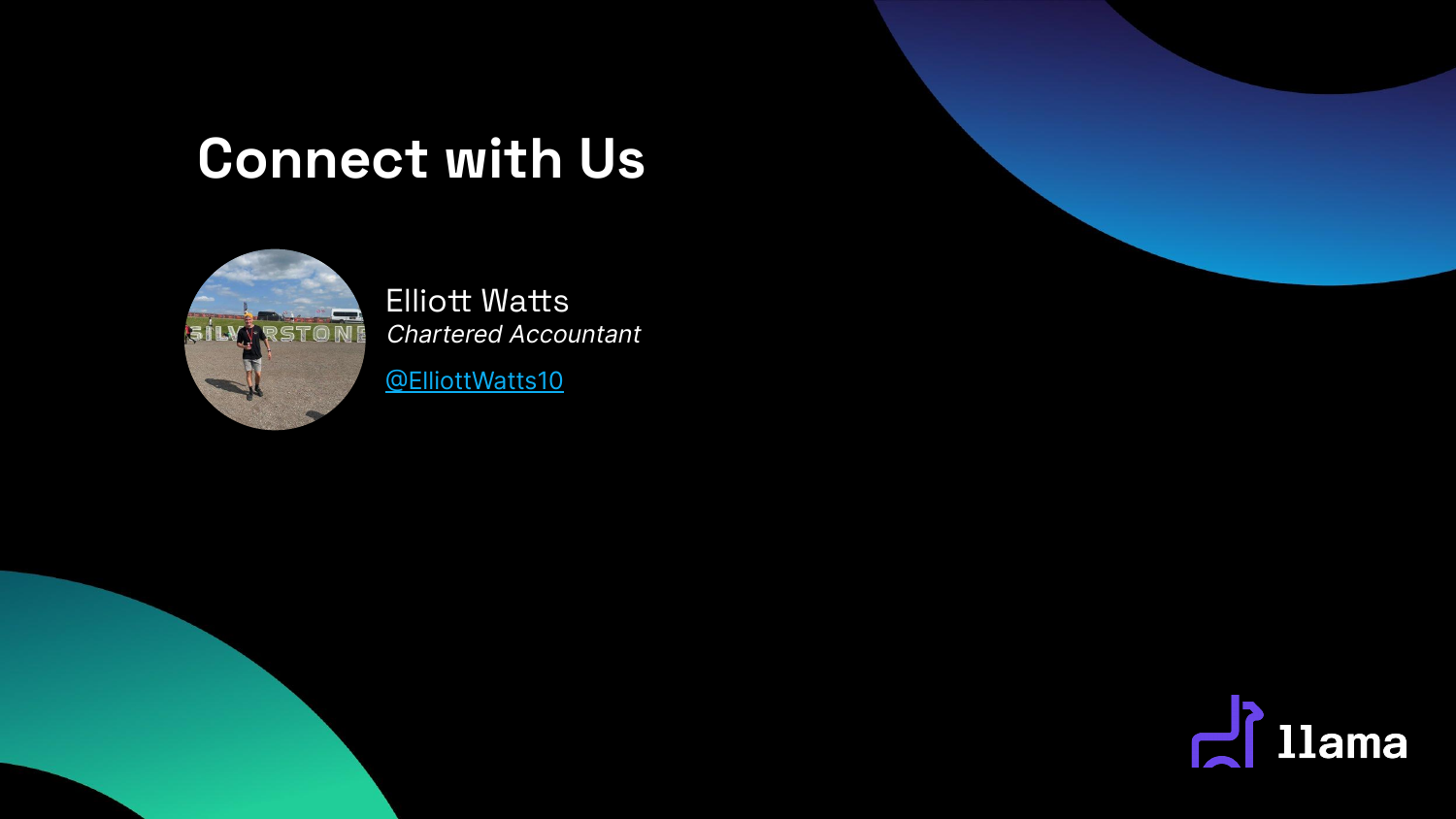# Connect with Us

Elliott Watts
*Chartered Accountant*

@ElliottWatts10

llama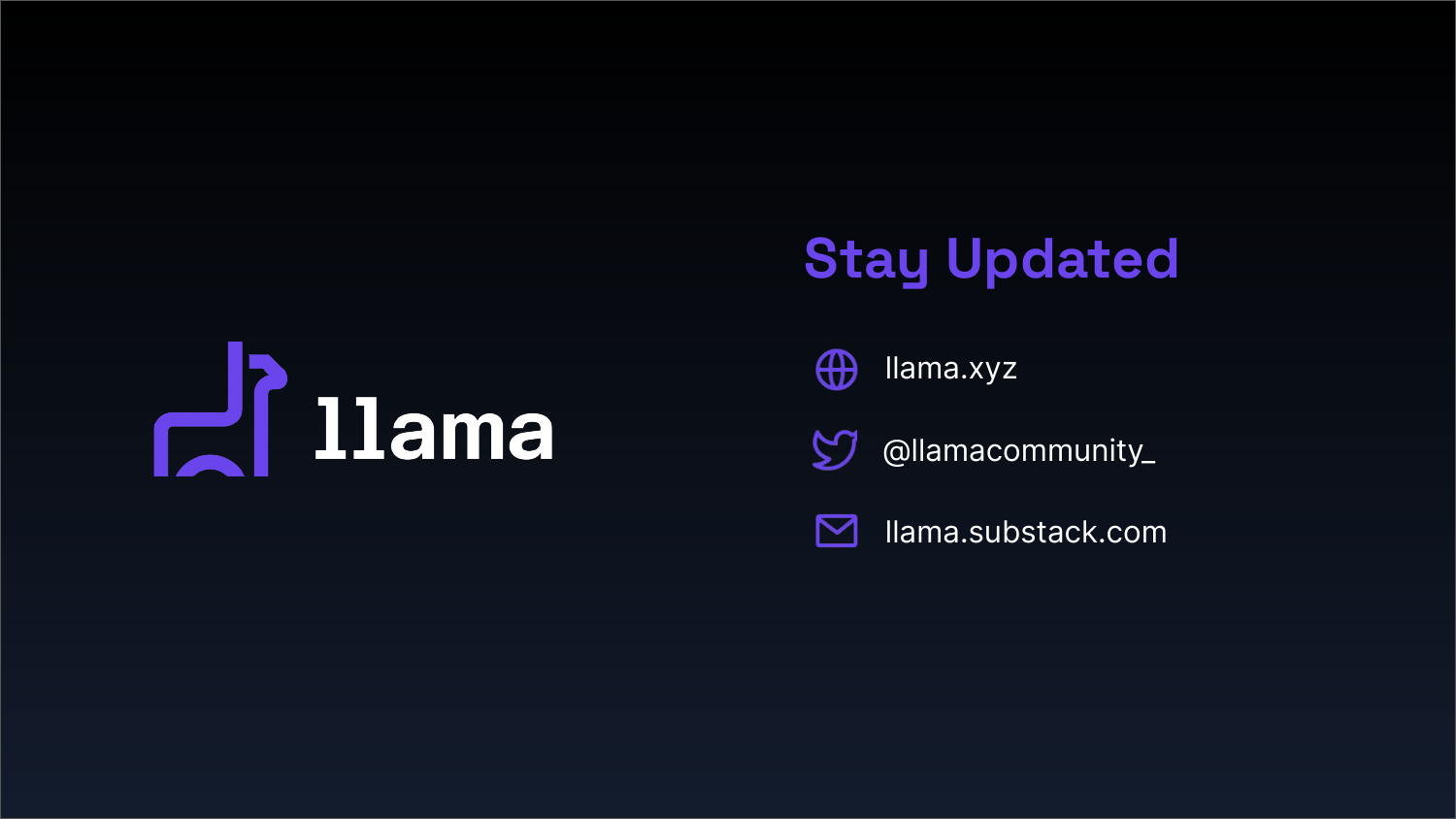llama

## Stay Updated

- llama.xyz
- @llamacommunity_
- llama.substack.com